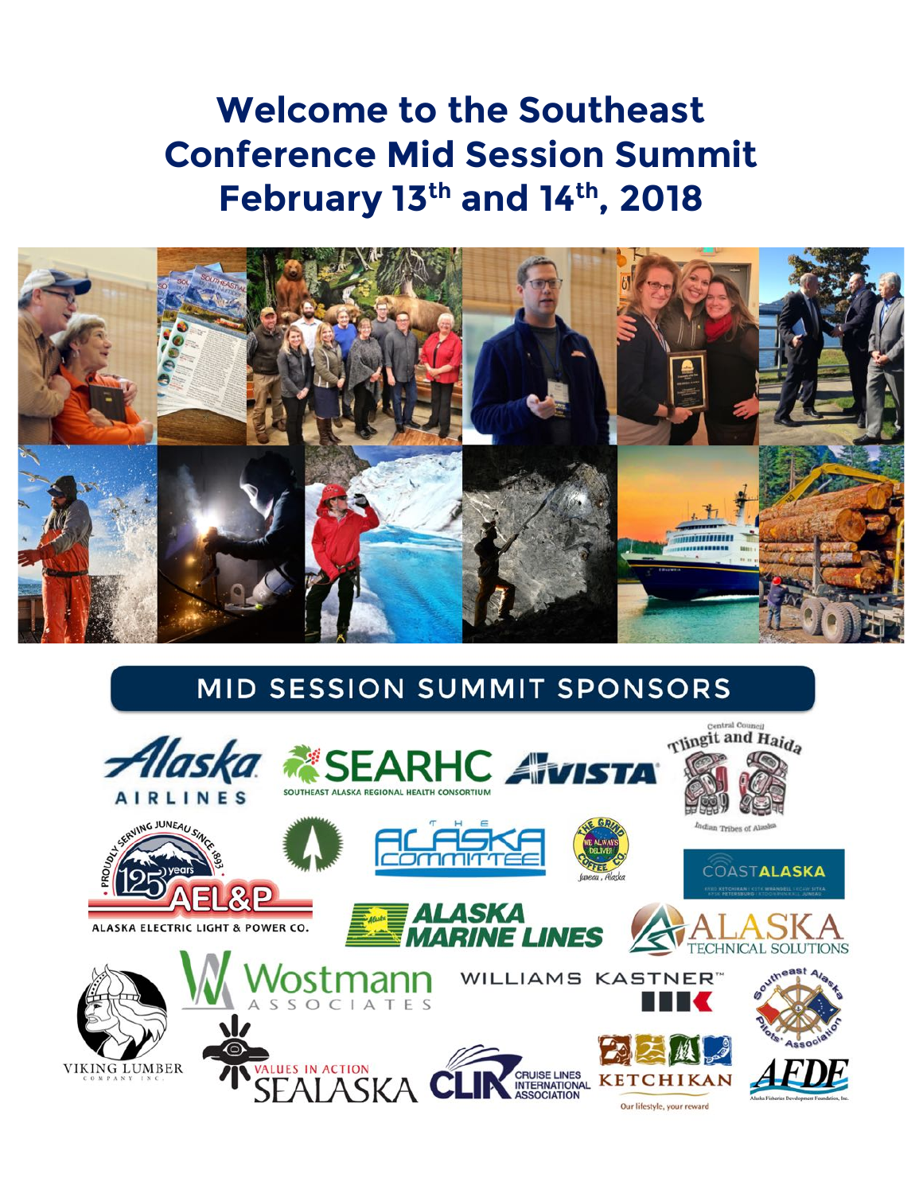# Welcome to the Southeast Conference Mid Session Summit February 13th and 14th, 2018

## MID SESSION SUMMIT SPONSORS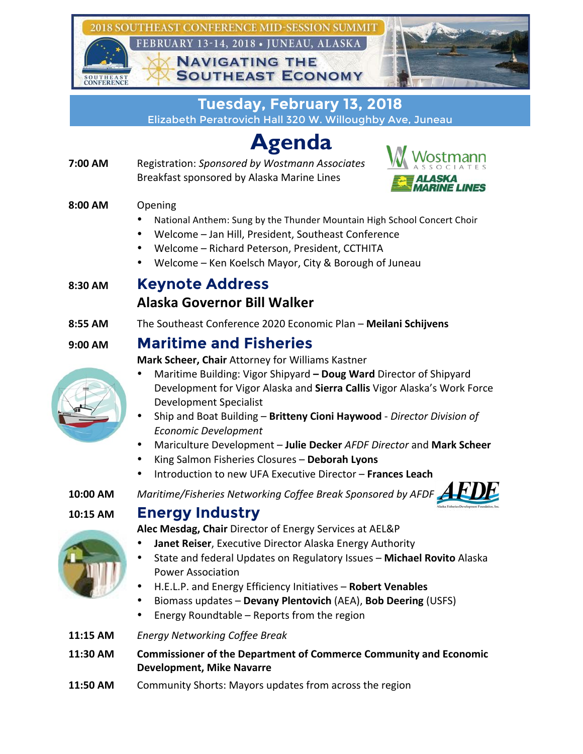2018 SOUTHEAST CONFERENCE MID-SESSION SUMMIT

FEBRUARY 13-14, 2018 • JUNEAU, ALASKA

NAVIGATING THE SOUTHEAST ECONOMY

## Tuesday, February 13, 2018

Elizabeth Peratrovich Hall 320 W. Willoughby Ave, Juneau

# Agenda

**7:00 AM** Registration: *Sponsored by Wostmann Associates*
Breakfast sponsored by Alaska Marine Lines

**8:00 AM** Opening

- National Anthem: Sung by the Thunder Mountain High School Concert Choir
- Welcome – Jan Hill, President, Southeast Conference
- Welcome – Richard Peterson, President, CCTHITA
- Welcome – Ken Koelsch Mayor, City & Borough of Juneau

**8:30 AM** ## Keynote Address

### Alaska Governor Bill Walker

**8:55 AM** The Southeast Conference 2020 Economic Plan – **Meilani Schijvens**

**9:00 AM** ## Maritime and Fisheries

**Mark Scheer, Chair** Attorney for Williams Kastner

- Maritime Building: Vigor Shipyard **– Doug Ward** Director of Shipyard Development for Vigor Alaska and **Sierra Callis** Vigor Alaska's Work Force Development Specialist
- Ship and Boat Building – **Britteny Cioni Haywood** - *Director Division of Economic Development*
- Mariculture Development – **Julie Decker** *AFDF Director* and **Mark Scheer**
- King Salmon Fisheries Closures – **Deborah Lyons**
- Introduction to new UFA Executive Director – **Frances Leach**

**10:00 AM** *Maritime/Fisheries Networking Coffee Break Sponsored by AFDF*

**10:15 AM** ## Energy Industry

**Alec Mesdag, Chair** Director of Energy Services at AEL&P

- **Janet Reiser**, Executive Director Alaska Energy Authority
- State and federal Updates on Regulatory Issues – **Michael Rovito** Alaska Power Association
- H.E.L.P. and Energy Efficiency Initiatives – **Robert Venables**
- Biomass updates – **Devany Plentovich** (AEA), **Bob Deering** (USFS)
- Energy Roundtable – Reports from the region

**11:15 AM** *Energy Networking Coffee Break*

**11:30 AM** **Commissioner of the Department of Commerce Community and Economic Development, Mike Navarre**

**11:50 AM** Community Shorts: Mayors updates from across the region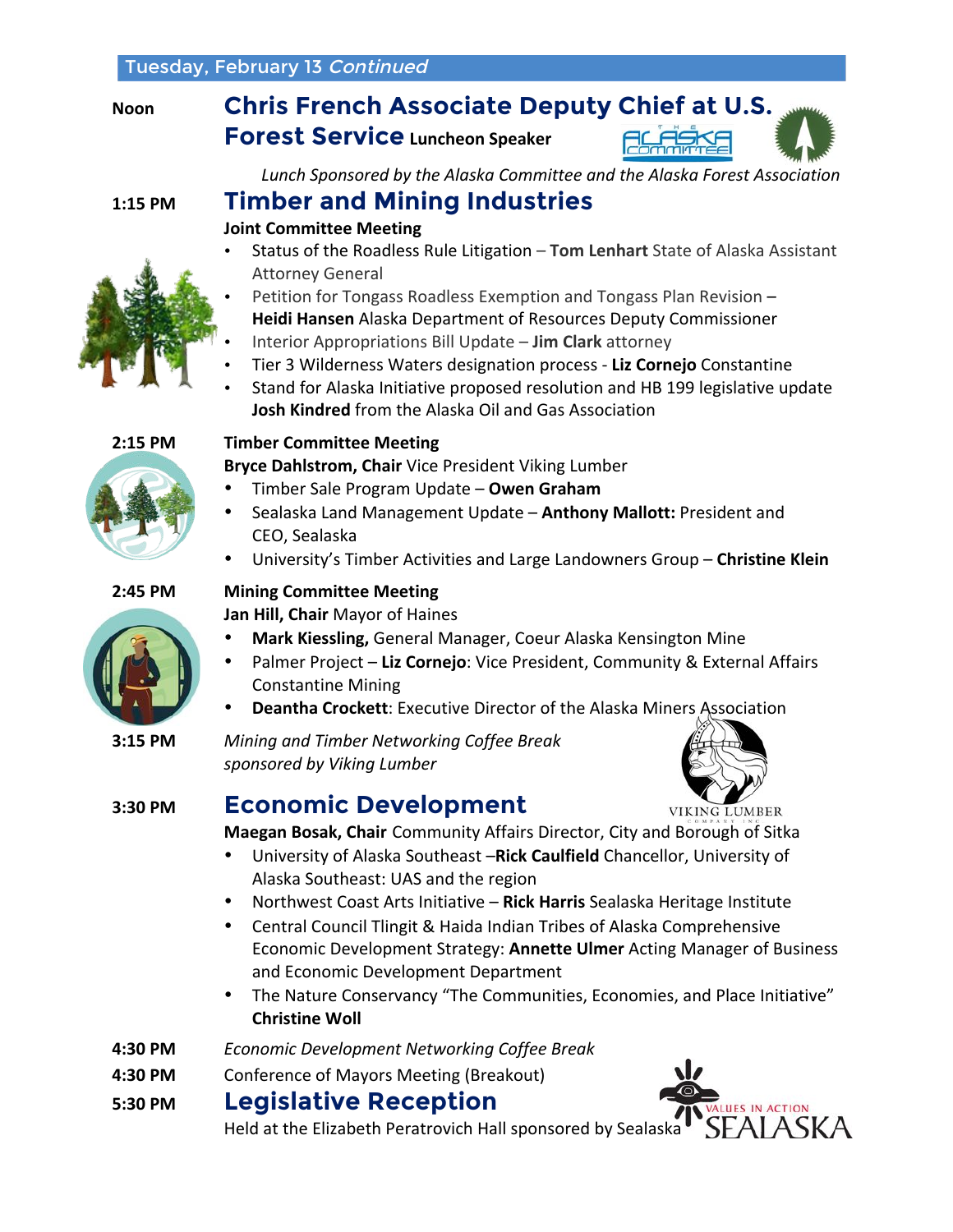## Tuesday, February 13 *Continued*

**Noon** — **Chris French Associate Deputy Chief at U.S. Forest Service** Luncheon Speaker

*Lunch Sponsored by the Alaska Committee and the Alaska Forest Association*

**1:15 PM** — **Timber and Mining Industries**

**Joint Committee Meeting**

- Status of the Roadless Rule Litigation – **Tom Lenhart** State of Alaska Assistant Attorney General
- Petition for Tongass Roadless Exemption and Tongass Plan Revision – **Heidi Hansen** Alaska Department of Resources Deputy Commissioner
- Interior Appropriations Bill Update – **Jim Clark** attorney
- Tier 3 Wilderness Waters designation process - **Liz Cornejo** Constantine
- Stand for Alaska Initiative proposed resolution and HB 199 legislative update **Josh Kindred** from the Alaska Oil and Gas Association

**2:15 PM** — **Timber Committee Meeting**

**Bryce Dahlstrom, Chair** Vice President Viking Lumber

- Timber Sale Program Update – **Owen Graham**
- Sealaska Land Management Update – **Anthony Mallott:** President and CEO, Sealaska
- University's Timber Activities and Large Landowners Group – **Christine Klein**

**2:45 PM** — **Mining Committee Meeting**

**Jan Hill, Chair** Mayor of Haines

- **Mark Kiessling,** General Manager, Coeur Alaska Kensington Mine
- Palmer Project – **Liz Cornejo**: Vice President, Community & External Affairs Constantine Mining
- **Deantha Crockett**: Executive Director of the Alaska Miners Association

**3:15 PM** — *Mining and Timber Networking Coffee Break sponsored by Viking Lumber*

**3:30 PM** — **Economic Development**

**Maegan Bosak, Chair** Community Affairs Director, City and Borough of Sitka

- University of Alaska Southeast –**Rick Caulfield** Chancellor, University of Alaska Southeast: UAS and the region
- Northwest Coast Arts Initiative – **Rick Harris** Sealaska Heritage Institute
- Central Council Tlingit & Haida Indian Tribes of Alaska Comprehensive Economic Development Strategy: **Annette Ulmer** Acting Manager of Business and Economic Development Department
- The Nature Conservancy "The Communities, Economies, and Place Initiative" **Christine Woll**

**4:30 PM** — *Economic Development Networking Coffee Break*

**4:30 PM** — Conference of Mayors Meeting (Breakout)

**5:30 PM** — **Legislative Reception**

Held at the Elizabeth Peratrovich Hall sponsored by Sealaska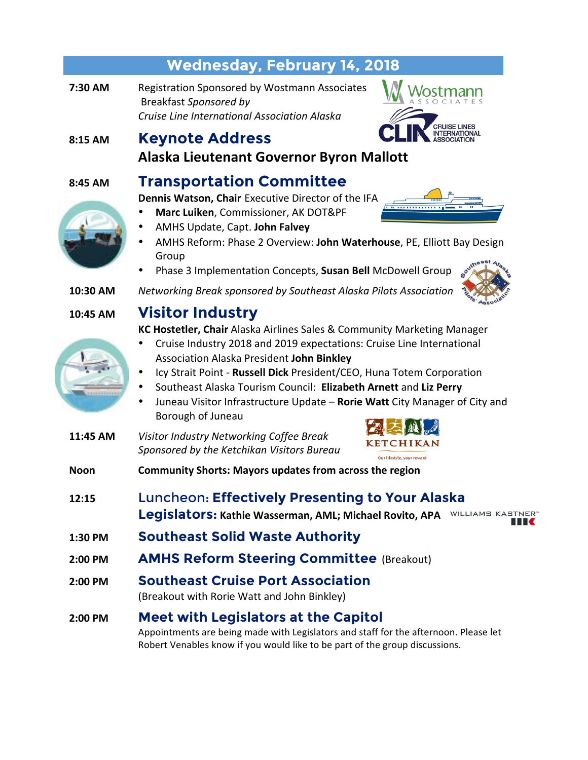## Wednesday, February 14, 2018

**7:30 AM** Registration Sponsored by Wostmann Associates
Breakfast *Sponsored by*
*Cruise Line International Association Alaska*

**8:15 AM** **Keynote Address**
**Alaska Lieutenant Governor Byron Mallott**

**8:45 AM** **Transportation Committee**
**Dennis Watson, Chair** Executive Director of the IFA

- **Marc Luiken**, Commissioner, AK DOT&PF
- AMHS Update, Capt. **John Falvey**
- AMHS Reform: Phase 2 Overview: **John Waterhouse**, PE, Elliott Bay Design Group
- Phase 3 Implementation Concepts, **Susan Bell** McDowell Group

**10:30 AM** *Networking Break sponsored by Southeast Alaska Pilots Association*

**10:45 AM** **Visitor Industry**
**KC Hostetler, Chair** Alaska Airlines Sales & Community Marketing Manager

- Cruise Industry 2018 and 2019 expectations: Cruise Line International Association Alaska President **John Binkley**
- Icy Strait Point - **Russell Dick** President/CEO, Huna Totem Corporation
- Southeast Alaska Tourism Council: **Elizabeth Arnett** and **Liz Perry**
- Juneau Visitor Infrastructure Update – **Rorie Watt** City Manager of City and Borough of Juneau

**11:45 AM** *Visitor Industry Networking Coffee Break*
*Sponsored by the Ketchikan Visitors Bureau*

**Noon** **Community Shorts: Mayors updates from across the region**

**12:15** Luncheon: **Effectively Presenting to Your Alaska Legislators: Kathie Wasserman, AML; Michael Rovito, APA**

**1:30 PM** **Southeast Solid Waste Authority**

**2:00 PM** **AMHS Reform Steering Committee** (Breakout)

**2:00 PM** **Southeast Cruise Port Association**
(Breakout with Rorie Watt and John Binkley)

**2:00 PM** **Meet with Legislators at the Capitol**
Appointments are being made with Legislators and staff for the afternoon. Please let Robert Venables know if you would like to be part of the group discussions.